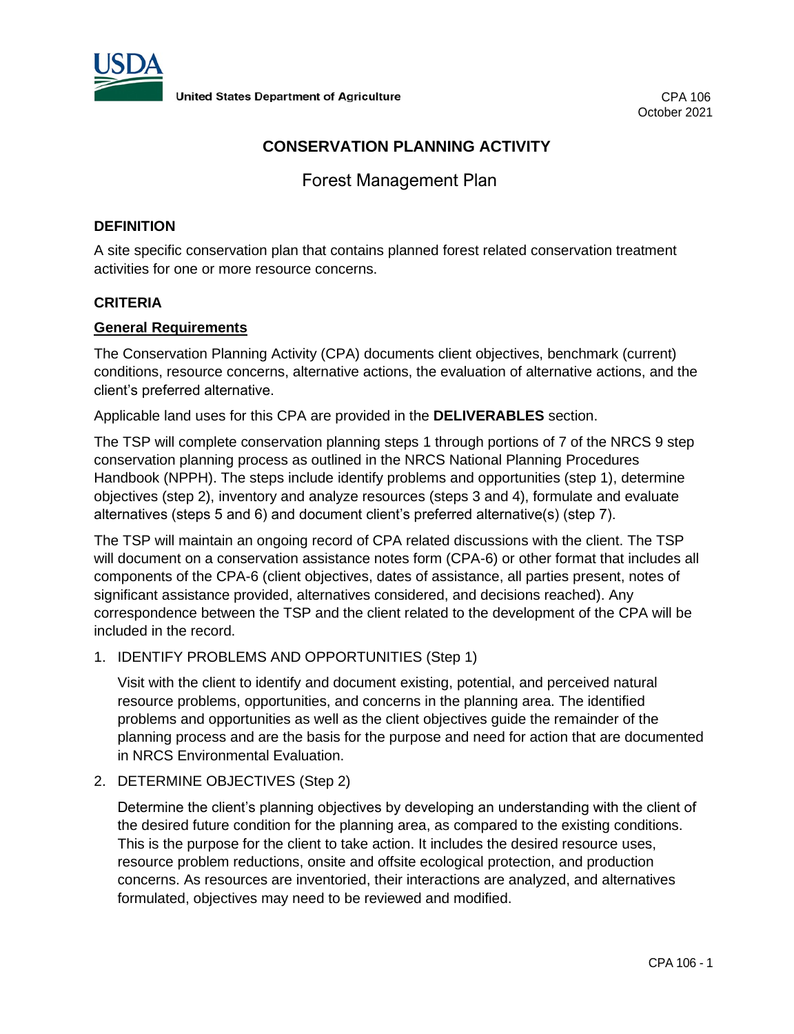United States Department of Agriculture

CPA 106
October 2021

# CONSERVATION PLANNING ACTIVITY

## Forest Management Plan

### DEFINITION

A site specific conservation plan that contains planned forest related conservation treatment activities for one or more resource concerns.

### CRITERIA

#### General Requirements

The Conservation Planning Activity (CPA) documents client objectives, benchmark (current) conditions, resource concerns, alternative actions, the evaluation of alternative actions, and the client's preferred alternative.

Applicable land uses for this CPA are provided in the **DELIVERABLES** section.

The TSP will complete conservation planning steps 1 through portions of 7 of the NRCS 9 step conservation planning process as outlined in the NRCS National Planning Procedures Handbook (NPPH). The steps include identify problems and opportunities (step 1), determine objectives (step 2), inventory and analyze resources (steps 3 and 4), formulate and evaluate alternatives (steps 5 and 6) and document client's preferred alternative(s) (step 7).

The TSP will maintain an ongoing record of CPA related discussions with the client. The TSP will document on a conservation assistance notes form (CPA-6) or other format that includes all components of the CPA-6 (client objectives, dates of assistance, all parties present, notes of significant assistance provided, alternatives considered, and decisions reached). Any correspondence between the TSP and the client related to the development of the CPA will be included in the record.

1. IDENTIFY PROBLEMS AND OPPORTUNITIES (Step 1)

   Visit with the client to identify and document existing, potential, and perceived natural resource problems, opportunities, and concerns in the planning area. The identified problems and opportunities as well as the client objectives guide the remainder of the planning process and are the basis for the purpose and need for action that are documented in NRCS Environmental Evaluation.

2. DETERMINE OBJECTIVES (Step 2)

   Determine the client's planning objectives by developing an understanding with the client of the desired future condition for the planning area, as compared to the existing conditions. This is the purpose for the client to take action. It includes the desired resource uses, resource problem reductions, onsite and offsite ecological protection, and production concerns. As resources are inventoried, their interactions are analyzed, and alternatives formulated, objectives may need to be reviewed and modified.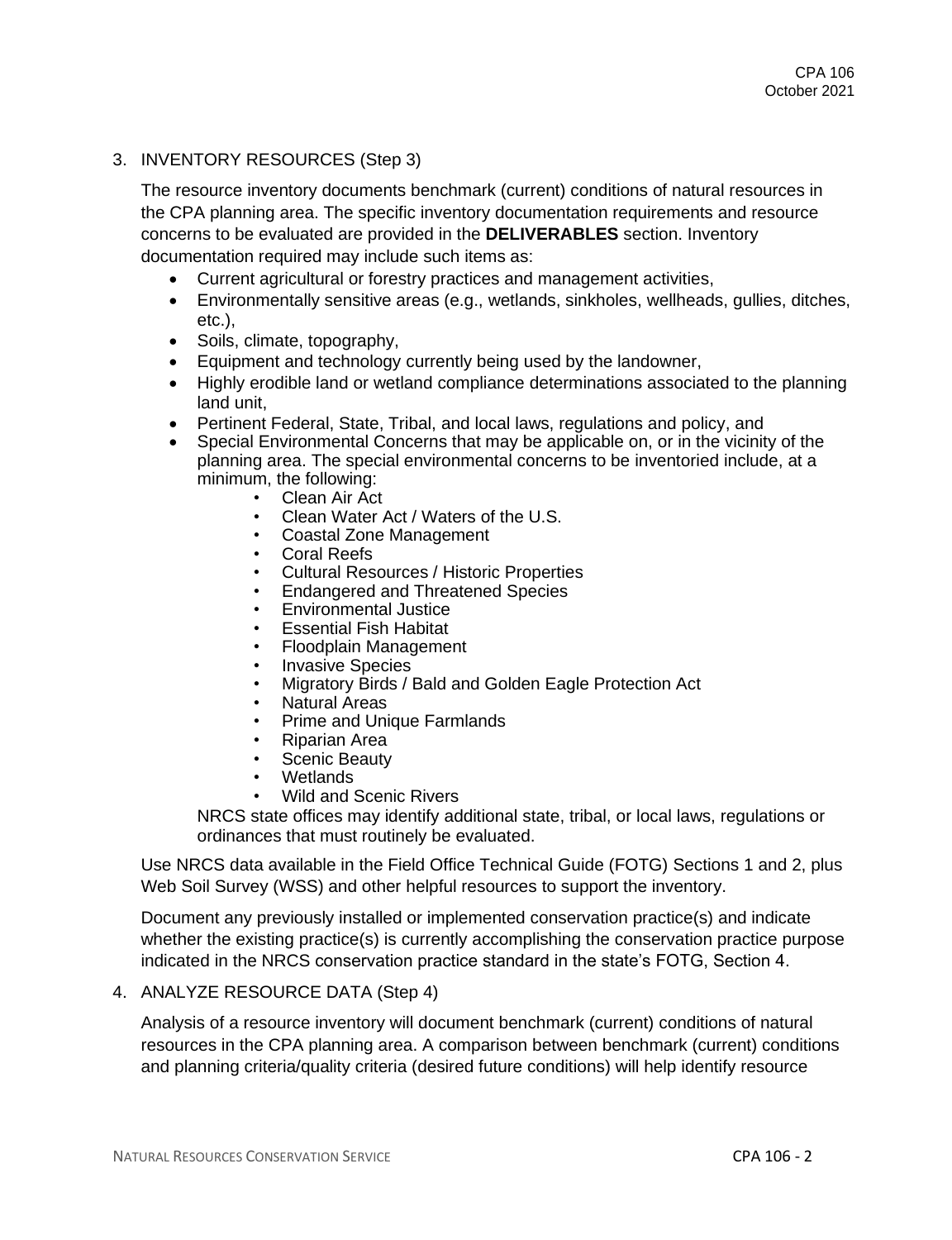3. INVENTORY RESOURCES (Step 3)

The resource inventory documents benchmark (current) conditions of natural resources in the CPA planning area. The specific inventory documentation requirements and resource concerns to be evaluated are provided in the **DELIVERABLES** section. Inventory documentation required may include such items as:

- Current agricultural or forestry practices and management activities,
- Environmentally sensitive areas (e.g., wetlands, sinkholes, wellheads, gullies, ditches, etc.),
- Soils, climate, topography,
- Equipment and technology currently being used by the landowner,
- Highly erodible land or wetland compliance determinations associated to the planning land unit,
- Pertinent Federal, State, Tribal, and local laws, regulations and policy, and
- Special Environmental Concerns that may be applicable on, or in the vicinity of the planning area. The special environmental concerns to be inventoried include, at a minimum, the following:
    - Clean Air Act
    - Clean Water Act / Waters of the U.S.
    - Coastal Zone Management
    - Coral Reefs
    - Cultural Resources / Historic Properties
    - Endangered and Threatened Species
    - Environmental Justice
    - Essential Fish Habitat
    - Floodplain Management
    - Invasive Species
    - Migratory Birds / Bald and Golden Eagle Protection Act
    - Natural Areas
    - Prime and Unique Farmlands
    - Riparian Area
    - Scenic Beauty
    - Wetlands
    - Wild and Scenic Rivers

  NRCS state offices may identify additional state, tribal, or local laws, regulations or ordinances that must routinely be evaluated.

Use NRCS data available in the Field Office Technical Guide (FOTG) Sections 1 and 2, plus Web Soil Survey (WSS) and other helpful resources to support the inventory.

Document any previously installed or implemented conservation practice(s) and indicate whether the existing practice(s) is currently accomplishing the conservation practice purpose indicated in the NRCS conservation practice standard in the state's FOTG, Section 4.

4. ANALYZE RESOURCE DATA (Step 4)

Analysis of a resource inventory will document benchmark (current) conditions of natural resources in the CPA planning area. A comparison between benchmark (current) conditions and planning criteria/quality criteria (desired future conditions) will help identify resource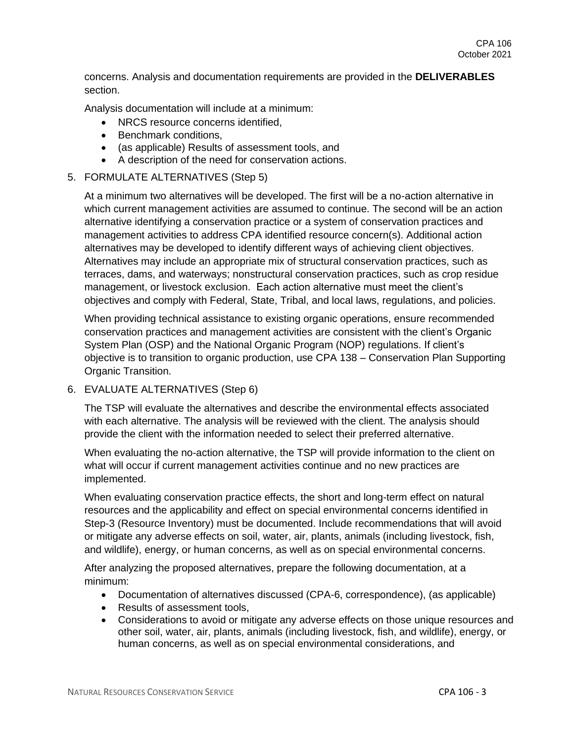concerns. Analysis and documentation requirements are provided in the **DELIVERABLES** section.

Analysis documentation will include at a minimum:

- NRCS resource concerns identified,
- Benchmark conditions,
- (as applicable) Results of assessment tools, and
- A description of the need for conservation actions.

5. FORMULATE ALTERNATIVES (Step 5)

   At a minimum two alternatives will be developed. The first will be a no-action alternative in which current management activities are assumed to continue. The second will be an action alternative identifying a conservation practice or a system of conservation practices and management activities to address CPA identified resource concern(s). Additional action alternatives may be developed to identify different ways of achieving client objectives. Alternatives may include an appropriate mix of structural conservation practices, such as terraces, dams, and waterways; nonstructural conservation practices, such as crop residue management, or livestock exclusion. Each action alternative must meet the client's objectives and comply with Federal, State, Tribal, and local laws, regulations, and policies.

   When providing technical assistance to existing organic operations, ensure recommended conservation practices and management activities are consistent with the client's Organic System Plan (OSP) and the National Organic Program (NOP) regulations. If client's objective is to transition to organic production, use CPA 138 – Conservation Plan Supporting Organic Transition.

6. EVALUATE ALTERNATIVES (Step 6)

   The TSP will evaluate the alternatives and describe the environmental effects associated with each alternative. The analysis will be reviewed with the client. The analysis should provide the client with the information needed to select their preferred alternative.

   When evaluating the no-action alternative, the TSP will provide information to the client on what will occur if current management activities continue and no new practices are implemented.

   When evaluating conservation practice effects, the short and long-term effect on natural resources and the applicability and effect on special environmental concerns identified in Step-3 (Resource Inventory) must be documented. Include recommendations that will avoid or mitigate any adverse effects on soil, water, air, plants, animals (including livestock, fish, and wildlife), energy, or human concerns, as well as on special environmental concerns.

   After analyzing the proposed alternatives, prepare the following documentation, at a minimum:

   - Documentation of alternatives discussed (CPA-6, correspondence), (as applicable)
   - Results of assessment tools,
   - Considerations to avoid or mitigate any adverse effects on those unique resources and other soil, water, air, plants, animals (including livestock, fish, and wildlife), energy, or human concerns, as well as on special environmental considerations, and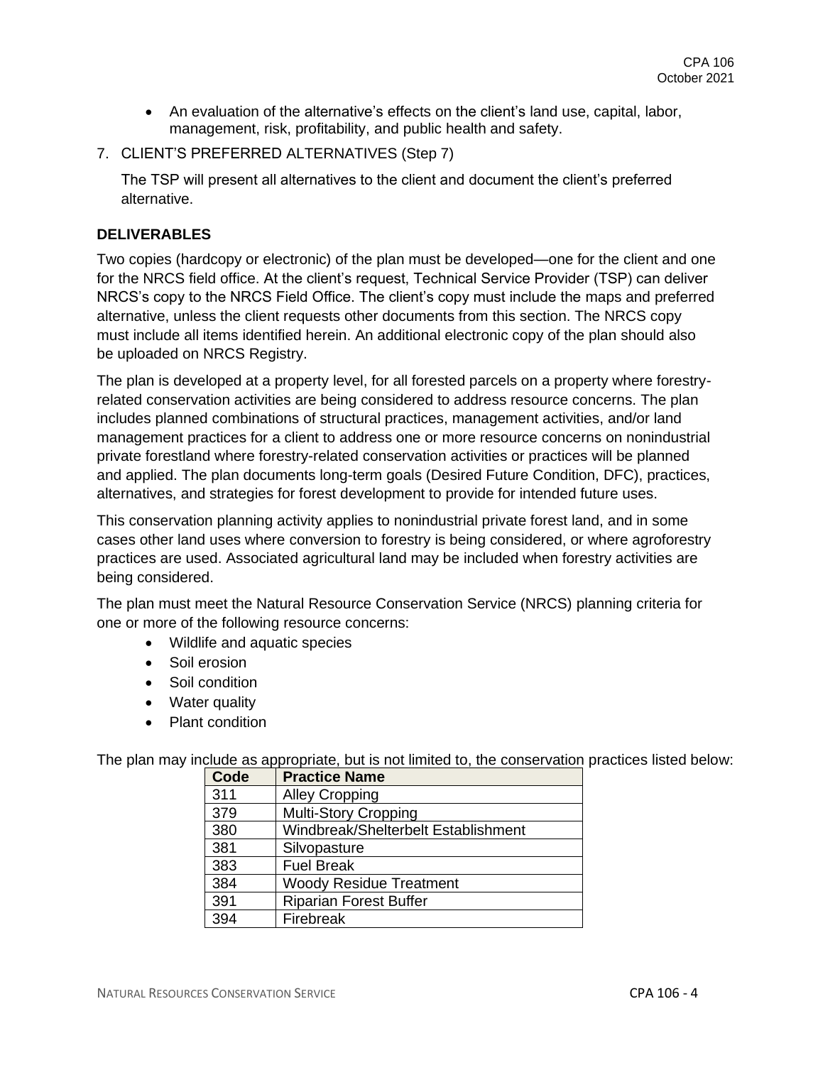- An evaluation of the alternative's effects on the client's land use, capital, labor, management, risk, profitability, and public health and safety.

7. CLIENT'S PREFERRED ALTERNATIVES (Step 7)

   The TSP will present all alternatives to the client and document the client's preferred alternative.

## DELIVERABLES

Two copies (hardcopy or electronic) of the plan must be developed—one for the client and one for the NRCS field office. At the client's request, Technical Service Provider (TSP) can deliver NRCS's copy to the NRCS Field Office. The client's copy must include the maps and preferred alternative, unless the client requests other documents from this section. The NRCS copy must include all items identified herein. An additional electronic copy of the plan should also be uploaded on NRCS Registry.

The plan is developed at a property level, for all forested parcels on a property where forestry-related conservation activities are being considered to address resource concerns. The plan includes planned combinations of structural practices, management activities, and/or land management practices for a client to address one or more resource concerns on nonindustrial private forestland where forestry-related conservation activities or practices will be planned and applied. The plan documents long-term goals (Desired Future Condition, DFC), practices, alternatives, and strategies for forest development to provide for intended future uses.

This conservation planning activity applies to nonindustrial private forest land, and in some cases other land uses where conversion to forestry is being considered, or where agroforestry practices are used. Associated agricultural land may be included when forestry activities are being considered.

The plan must meet the Natural Resource Conservation Service (NRCS) planning criteria for one or more of the following resource concerns:

- Wildlife and aquatic species
- Soil erosion
- Soil condition
- Water quality
- Plant condition

The plan may include as appropriate, but is not limited to, the conservation practices listed below:

| Code | Practice Name |
|---|---|
| 311 | Alley Cropping |
| 379 | Multi-Story Cropping |
| 380 | Windbreak/Shelterbelt Establishment |
| 381 | Silvopasture |
| 383 | Fuel Break |
| 384 | Woody Residue Treatment |
| 391 | Riparian Forest Buffer |
| 394 | Firebreak |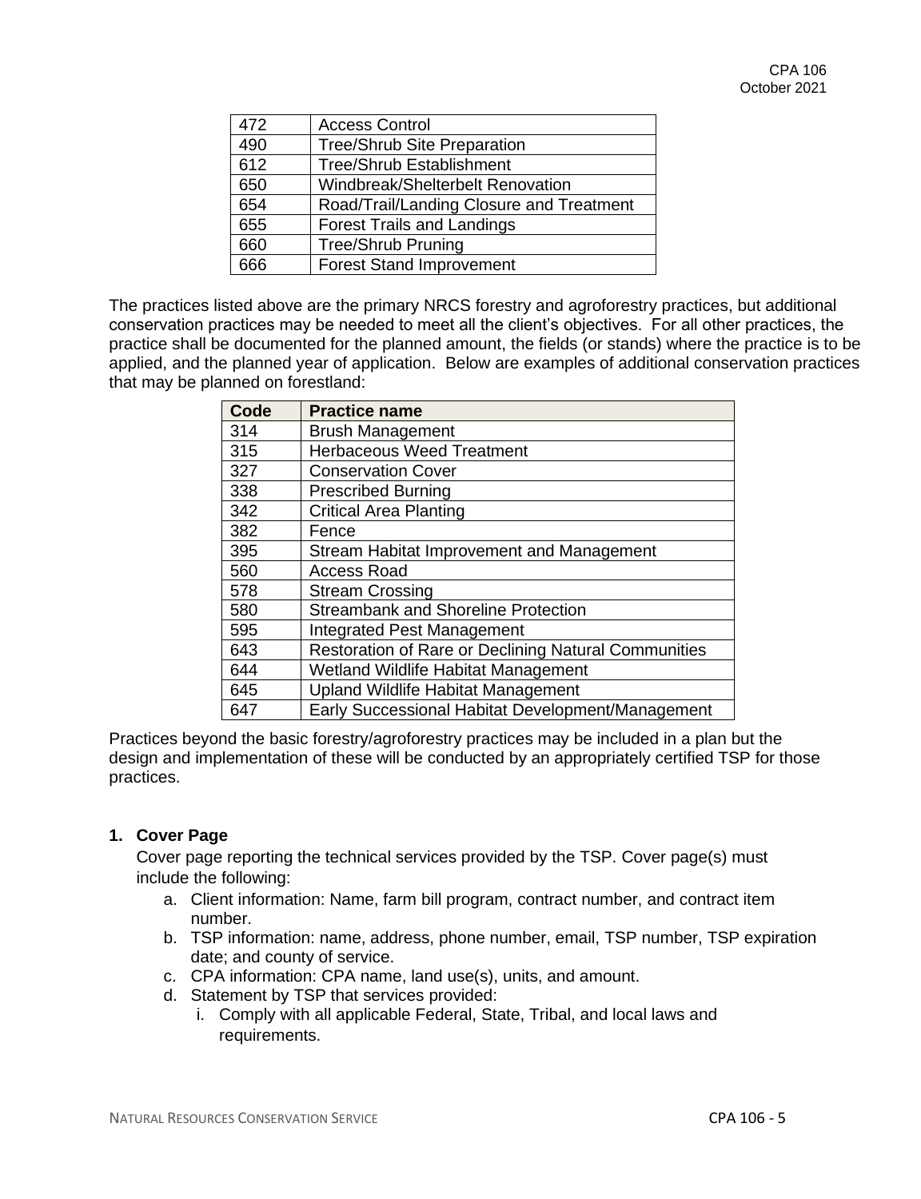| 472 | Access Control |
|---|---|
| 490 | Tree/Shrub Site Preparation |
| 612 | Tree/Shrub Establishment |
| 650 | Windbreak/Shelterbelt Renovation |
| 654 | Road/Trail/Landing Closure and Treatment |
| 655 | Forest Trails and Landings |
| 660 | Tree/Shrub Pruning |
| 666 | Forest Stand Improvement |

The practices listed above are the primary NRCS forestry and agroforestry practices, but additional conservation practices may be needed to meet all the client's objectives. For all other practices, the practice shall be documented for the planned amount, the fields (or stands) where the practice is to be applied, and the planned year of application. Below are examples of additional conservation practices that may be planned on forestland:

| Code | Practice name |
|---|---|
| 314 | Brush Management |
| 315 | Herbaceous Weed Treatment |
| 327 | Conservation Cover |
| 338 | Prescribed Burning |
| 342 | Critical Area Planting |
| 382 | Fence |
| 395 | Stream Habitat Improvement and Management |
| 560 | Access Road |
| 578 | Stream Crossing |
| 580 | Streambank and Shoreline Protection |
| 595 | Integrated Pest Management |
| 643 | Restoration of Rare or Declining Natural Communities |
| 644 | Wetland Wildlife Habitat Management |
| 645 | Upland Wildlife Habitat Management |
| 647 | Early Successional Habitat Development/Management |

Practices beyond the basic forestry/agroforestry practices may be included in a plan but the design and implementation of these will be conducted by an appropriately certified TSP for those practices.

**1. Cover Page**

Cover page reporting the technical services provided by the TSP. Cover page(s) must include the following:

a. Client information: Name, farm bill program, contract number, and contract item number.
b. TSP information: name, address, phone number, email, TSP number, TSP expiration date; and county of service.
c. CPA information: CPA name, land use(s), units, and amount.
d. Statement by TSP that services provided:
    i. Comply with all applicable Federal, State, Tribal, and local laws and requirements.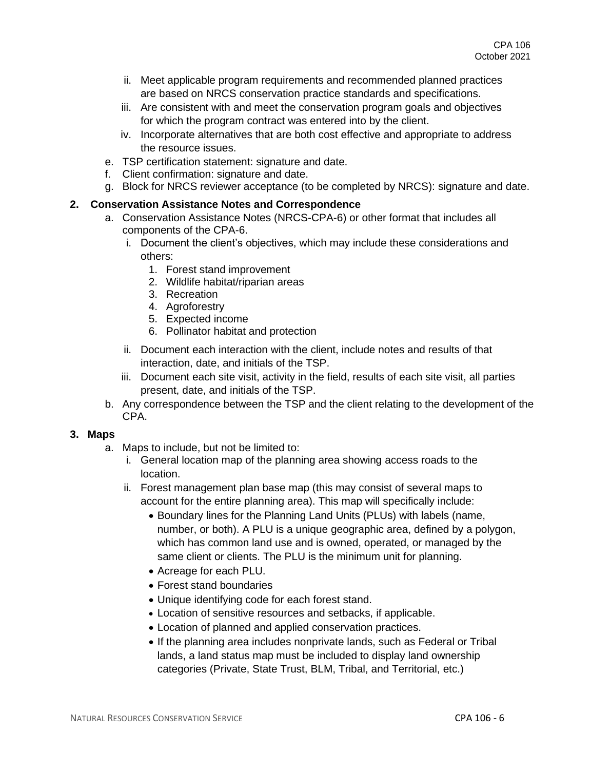ii. Meet applicable program requirements and recommended planned practices are based on NRCS conservation practice standards and specifications.
   iii. Are consistent with and meet the conservation program goals and objectives for which the program contract was entered into by the client.
   iv. Incorporate alternatives that are both cost effective and appropriate to address the resource issues.
e. TSP certification statement: signature and date.
f. Client confirmation: signature and date.
g. Block for NRCS reviewer acceptance (to be completed by NRCS): signature and date.

**2. Conservation Assistance Notes and Correspondence**

a. Conservation Assistance Notes (NRCS-CPA-6) or other format that includes all components of the CPA-6.
   i. Document the client's objectives, which may include these considerations and others:
      1. Forest stand improvement
      2. Wildlife habitat/riparian areas
      3. Recreation
      4. Agroforestry
      5. Expected income
      6. Pollinator habitat and protection
   ii. Document each interaction with the client, include notes and results of that interaction, date, and initials of the TSP.
   iii. Document each site visit, activity in the field, results of each site visit, all parties present, date, and initials of the TSP.
b. Any correspondence between the TSP and the client relating to the development of the CPA.

**3. Maps**

a. Maps to include, but not be limited to:
   i. General location map of the planning area showing access roads to the location.
   ii. Forest management plan base map (this may consist of several maps to account for the entire planning area). This map will specifically include:
      - Boundary lines for the Planning Land Units (PLUs) with labels (name, number, or both). A PLU is a unique geographic area, defined by a polygon, which has common land use and is owned, operated, or managed by the same client or clients. The PLU is the minimum unit for planning.
      - Acreage for each PLU.
      - Forest stand boundaries
      - Unique identifying code for each forest stand.
      - Location of sensitive resources and setbacks, if applicable.
      - Location of planned and applied conservation practices.
      - If the planning area includes nonprivate lands, such as Federal or Tribal lands, a land status map must be included to display land ownership categories (Private, State Trust, BLM, Tribal, and Territorial, etc.)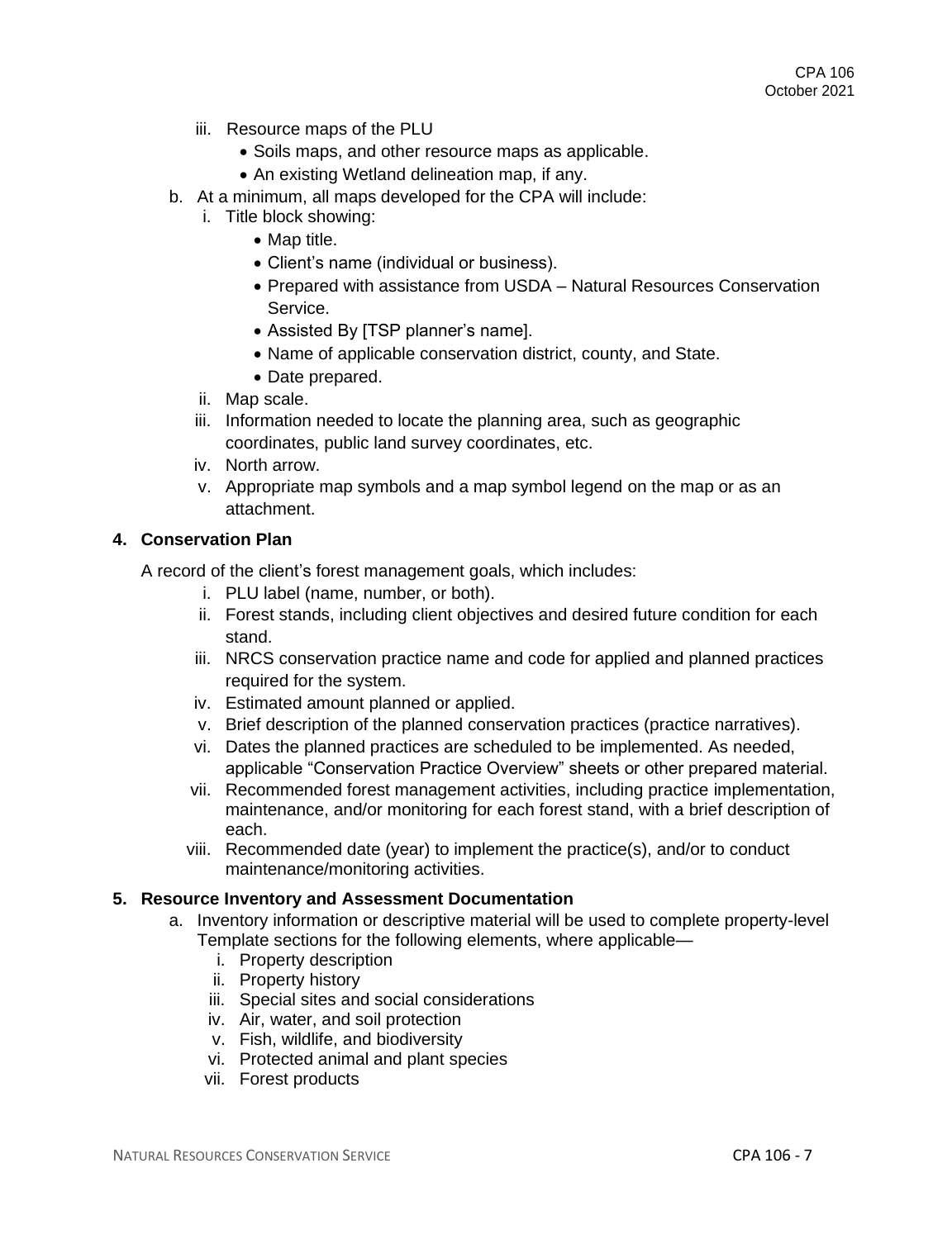iii. Resource maps of the PLU
   - Soils maps, and other resource maps as applicable.
   - An existing Wetland delineation map, if any.

b. At a minimum, all maps developed for the CPA will include:
   i. Title block showing:
      - Map title.
      - Client's name (individual or business).
      - Prepared with assistance from USDA – Natural Resources Conservation Service.
      - Assisted By [TSP planner's name].
      - Name of applicable conservation district, county, and State.
      - Date prepared.
   ii. Map scale.
   iii. Information needed to locate the planning area, such as geographic coordinates, public land survey coordinates, etc.
   iv. North arrow.
   v. Appropriate map symbols and a map symbol legend on the map or as an attachment.

### 4. Conservation Plan

A record of the client's forest management goals, which includes:

i. PLU label (name, number, or both).
ii. Forest stands, including client objectives and desired future condition for each stand.
iii. NRCS conservation practice name and code for applied and planned practices required for the system.
iv. Estimated amount planned or applied.
v. Brief description of the planned conservation practices (practice narratives).
vi. Dates the planned practices are scheduled to be implemented. As needed, applicable "Conservation Practice Overview" sheets or other prepared material.
vii. Recommended forest management activities, including practice implementation, maintenance, and/or monitoring for each forest stand, with a brief description of each.
viii. Recommended date (year) to implement the practice(s), and/or to conduct maintenance/monitoring activities.

### 5. Resource Inventory and Assessment Documentation

a. Inventory information or descriptive material will be used to complete property-level Template sections for the following elements, where applicable—
   i. Property description
   ii. Property history
   iii. Special sites and social considerations
   iv. Air, water, and soil protection
   v. Fish, wildlife, and biodiversity
   vi. Protected animal and plant species
   vii. Forest products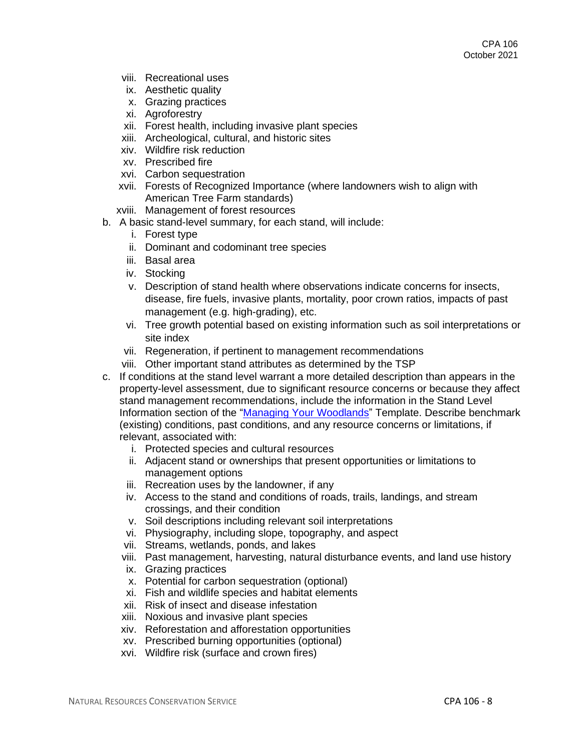viii. Recreational uses
ix. Aesthetic quality
x. Grazing practices
xi. Agroforestry
xii. Forest health, including invasive plant species
xiii. Archeological, cultural, and historic sites
xiv. Wildfire risk reduction
xv. Prescribed fire
xvi. Carbon sequestration
xvii. Forests of Recognized Importance (where landowners wish to align with American Tree Farm standards)
xviii. Management of forest resources

b. A basic stand-level summary, for each stand, will include:
   i. Forest type
   ii. Dominant and codominant tree species
   iii. Basal area
   iv. Stocking
   v. Description of stand health where observations indicate concerns for insects, disease, fire fuels, invasive plants, mortality, poor crown ratios, impacts of past management (e.g. high-grading), etc.
   vi. Tree growth potential based on existing information such as soil interpretations or site index
   vii. Regeneration, if pertinent to management recommendations
   viii. Other important stand attributes as determined by the TSP

c. If conditions at the stand level warrant a more detailed description than appears in the property-level assessment, due to significant resource concerns or because they affect stand management recommendations, include the information in the Stand Level Information section of the "Managing Your Woodlands" Template. Describe benchmark (existing) conditions, past conditions, and any resource concerns or limitations, if relevant, associated with:
   i. Protected species and cultural resources
   ii. Adjacent stand or ownerships that present opportunities or limitations to management options
   iii. Recreation uses by the landowner, if any
   iv. Access to the stand and conditions of roads, trails, landings, and stream crossings, and their condition
   v. Soil descriptions including relevant soil interpretations
   vi. Physiography, including slope, topography, and aspect
   vii. Streams, wetlands, ponds, and lakes
   viii. Past management, harvesting, natural disturbance events, and land use history
   ix. Grazing practices
   x. Potential for carbon sequestration (optional)
   xi. Fish and wildlife species and habitat elements
   xii. Risk of insect and disease infestation
   xiii. Noxious and invasive plant species
   xiv. Reforestation and afforestation opportunities
   xv. Prescribed burning opportunities (optional)
   xvi. Wildfire risk (surface and crown fires)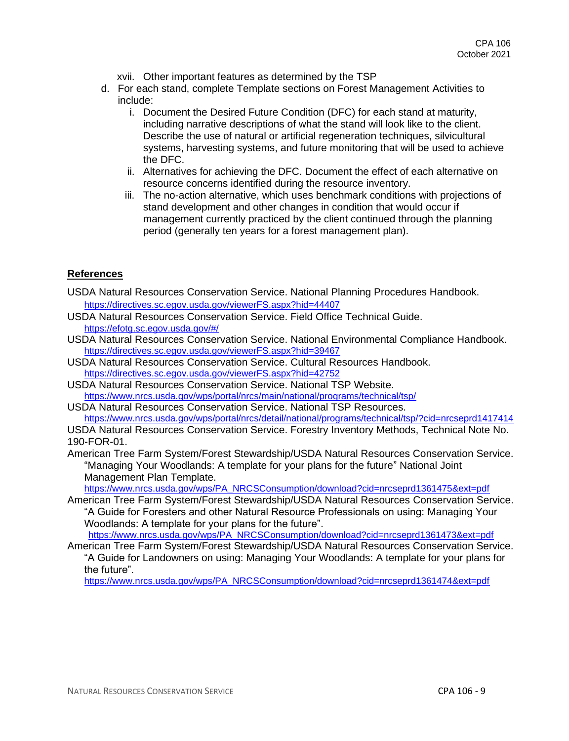xvii. Other important features as determined by the TSP

d. For each stand, complete Template sections on Forest Management Activities to include:
   i. Document the Desired Future Condition (DFC) for each stand at maturity, including narrative descriptions of what the stand will look like to the client. Describe the use of natural or artificial regeneration techniques, silvicultural systems, harvesting systems, and future monitoring that will be used to achieve the DFC.
   ii. Alternatives for achieving the DFC. Document the effect of each alternative on resource concerns identified during the resource inventory.
   iii. The no-action alternative, which uses benchmark conditions with projections of stand development and other changes in condition that would occur if management currently practiced by the client continued through the planning period (generally ten years for a forest management plan).

## References

USDA Natural Resources Conservation Service. National Planning Procedures Handbook. https://directives.sc.egov.usda.gov/viewerFS.aspx?hid=44407

USDA Natural Resources Conservation Service. Field Office Technical Guide. https://efotg.sc.egov.usda.gov/#/

USDA Natural Resources Conservation Service. National Environmental Compliance Handbook. https://directives.sc.egov.usda.gov/viewerFS.aspx?hid=39467

USDA Natural Resources Conservation Service. Cultural Resources Handbook. https://directives.sc.egov.usda.gov/viewerFS.aspx?hid=42752

USDA Natural Resources Conservation Service. National TSP Website. https://www.nrcs.usda.gov/wps/portal/nrcs/main/national/programs/technical/tsp/

USDA Natural Resources Conservation Service. National TSP Resources. https://www.nrcs.usda.gov/wps/portal/nrcs/detail/national/programs/technical/tsp/?cid=nrcseprd1417414

USDA Natural Resources Conservation Service. Forestry Inventory Methods, Technical Note No. 190-FOR-01.

American Tree Farm System/Forest Stewardship/USDA Natural Resources Conservation Service. "Managing Your Woodlands: A template for your plans for the future" National Joint Management Plan Template. https://www.nrcs.usda.gov/wps/PA_NRCSConsumption/download?cid=nrcseprd1361475&ext=pdf

American Tree Farm System/Forest Stewardship/USDA Natural Resources Conservation Service. "A Guide for Foresters and other Natural Resource Professionals on using: Managing Your Woodlands: A template for your plans for the future". https://www.nrcs.usda.gov/wps/PA_NRCSConsumption/download?cid=nrcseprd1361473&ext=pdf

American Tree Farm System/Forest Stewardship/USDA Natural Resources Conservation Service. "A Guide for Landowners on using: Managing Your Woodlands: A template for your plans for the future". https://www.nrcs.usda.gov/wps/PA_NRCSConsumption/download?cid=nrcseprd1361474&ext=pdf